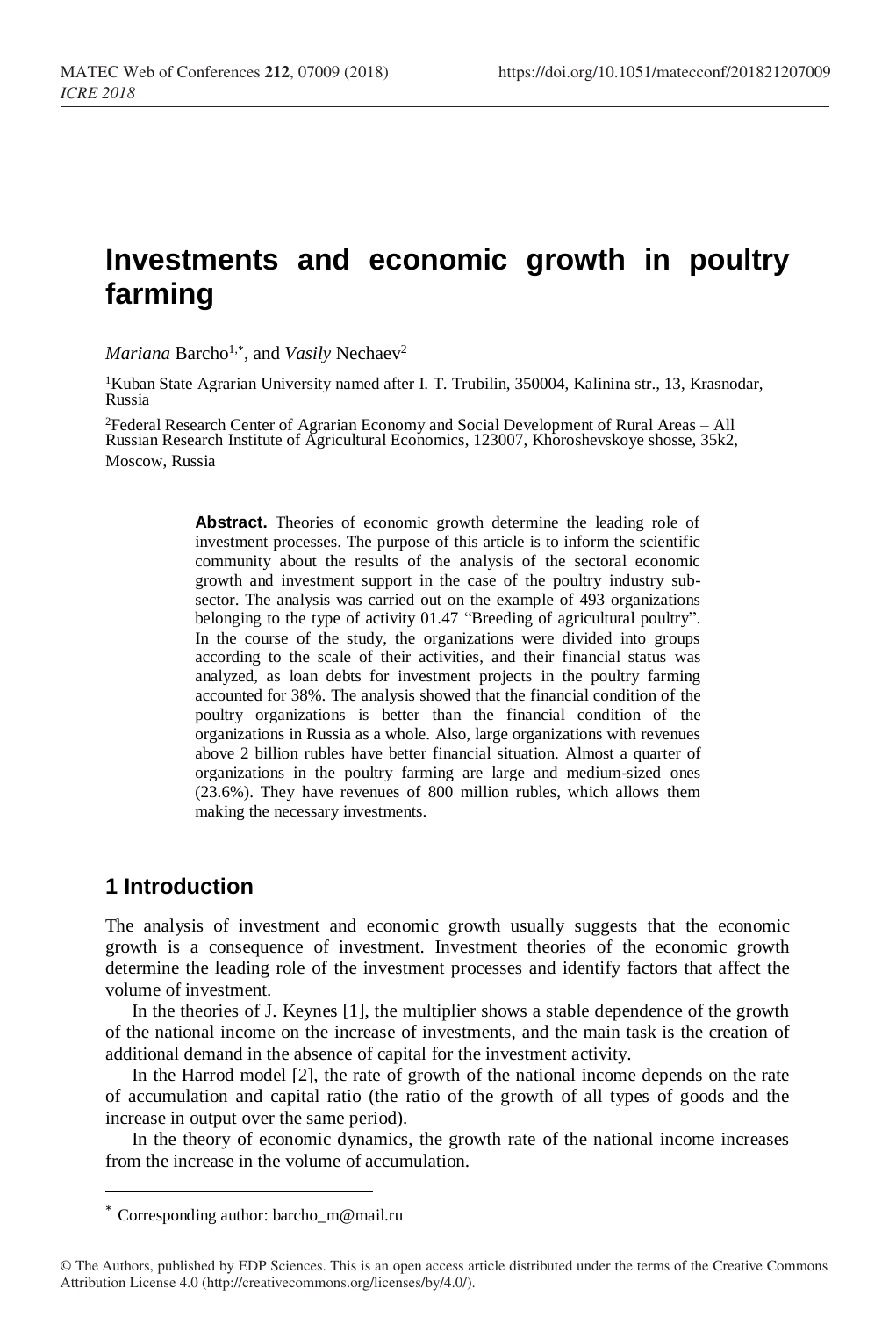# Investments and economic growth in poultry farming

*Mariana* Barcho[1,*], and *Vasily* Nechaev[2]

[1]Kuban State Agrarian University named after I. T. Trubilin, 350004, Kalinina str., 13, Krasnodar, Russia

[2]Federal Research Center of Agrarian Economy and Social Development of Rural Areas – All Russian Research Institute of Agricultural Economics, 123007, Khoroshevskoye shosse, 35k2, Moscow, Russia

**Abstract.** Theories of economic growth determine the leading role of investment processes. The purpose of this article is to inform the scientific community about the results of the analysis of the sectoral economic growth and investment support in the case of the poultry industry sub-sector. The analysis was carried out on the example of 493 organizations belonging to the type of activity 01.47 "Breeding of agricultural poultry". In the course of the study, the organizations were divided into groups according to the scale of their activities, and their financial status was analyzed, as loan debts for investment projects in the poultry farming accounted for 38%. The analysis showed that the financial condition of the poultry organizations is better than the financial condition of the organizations in Russia as a whole. Also, large organizations with revenues above 2 billion rubles have better financial situation. Almost a quarter of organizations in the poultry farming are large and medium-sized ones (23.6%). They have revenues of 800 million rubles, which allows them making the necessary investments.

## 1 Introduction

The analysis of investment and economic growth usually suggests that the economic growth is a consequence of investment. Investment theories of the economic growth determine the leading role of the investment processes and identify factors that affect the volume of investment.

In the theories of J. Keynes [1], the multiplier shows a stable dependence of the growth of the national income on the increase of investments, and the main task is the creation of additional demand in the absence of capital for the investment activity.

In the Harrod model [2], the rate of growth of the national income depends on the rate of accumulation and capital ratio (the ratio of the growth of all types of goods and the increase in output over the same period).

In the theory of economic dynamics, the growth rate of the national income increases from the increase in the volume of accumulation.

* Corresponding author: barcho_m@mail.ru

© The Authors, published by EDP Sciences. This is an open access article distributed under the terms of the Creative Commons Attribution License 4.0 (http://creativecommons.org/licenses/by/4.0/).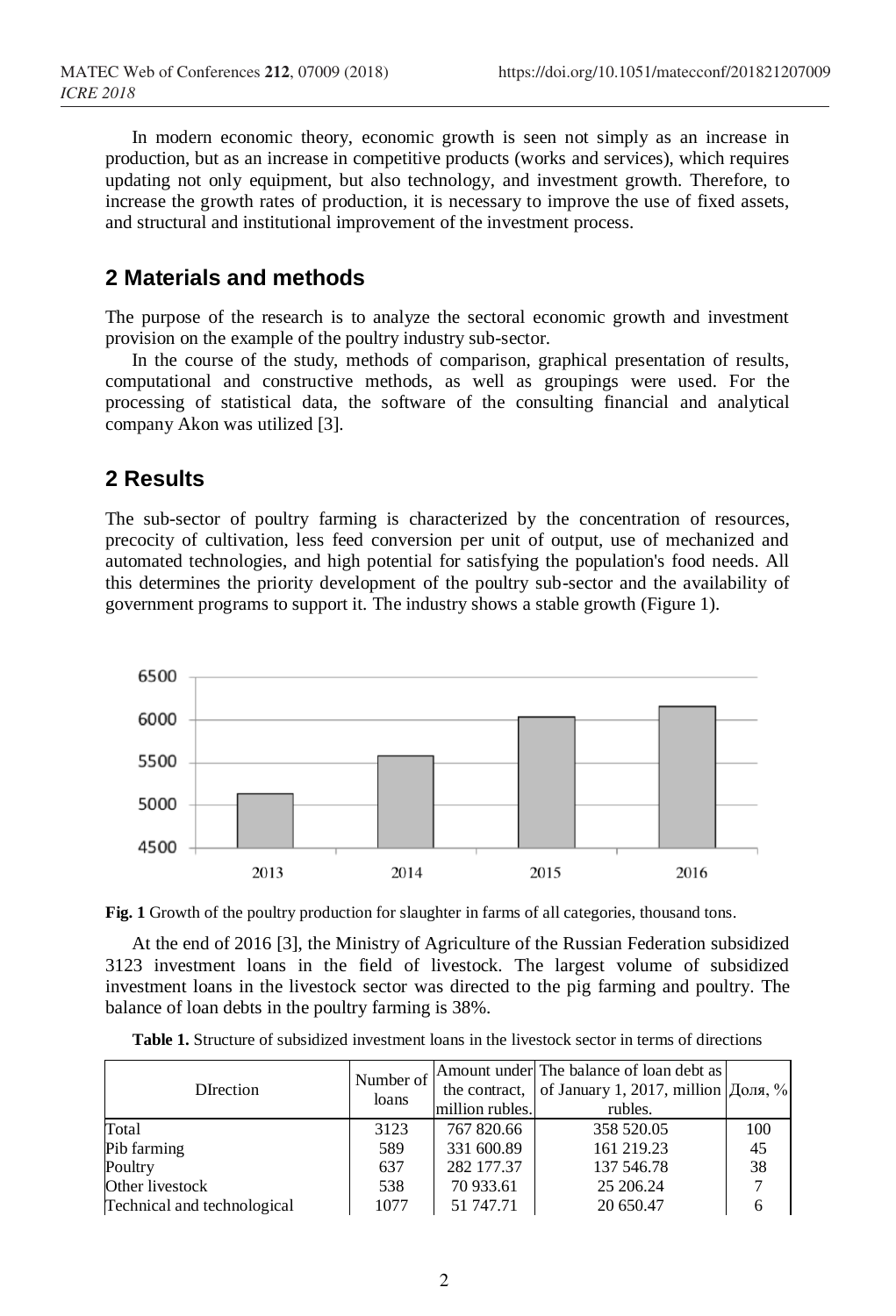In modern economic theory, economic growth is seen not simply as an increase in production, but as an increase in competitive products (works and services), which requires updating not only equipment, but also technology, and investment growth. Therefore, to increase the growth rates of production, it is necessary to improve the use of fixed assets, and structural and institutional improvement of the investment process.

## 2 Materials and methods

The purpose of the research is to analyze the sectoral economic growth and investment provision on the example of the poultry industry sub-sector.

In the course of the study, methods of comparison, graphical presentation of results, computational and constructive methods, as well as groupings were used. For the processing of statistical data, the software of the consulting financial and analytical company Akon was utilized [3].

## 2 Results

The sub-sector of poultry farming is characterized by the concentration of resources, precocity of cultivation, less feed conversion per unit of output, use of mechanized and automated technologies, and high potential for satisfying the population's food needs. All this determines the priority development of the poultry sub-sector and the availability of government programs to support it. The industry shows a stable growth (Figure 1).

**Fig. 1** Growth of the poultry production for slaughter in farms of all categories, thousand tons.

At the end of 2016 [3], the Ministry of Agriculture of the Russian Federation subsidized 3123 investment loans in the field of livestock. The largest volume of subsidized investment loans in the livestock sector was directed to the pig farming and poultry. The balance of loan debts in the poultry farming is 38%.

**Table 1.** Structure of subsidized investment loans in the livestock sector in terms of directions

| DIrection | Number of loans | Amount under the contract, million rubles. | The balance of loan debt as of January 1, 2017, million rubles. | Доля, % |
|---|---|---|---|---|
| Total | 3123 | 767 820.66 | 358 520.05 | 100 |
| Pib farming | 589 | 331 600.89 | 161 219.23 | 45 |
| Poultry | 637 | 282 177.37 | 137 546.78 | 38 |
| Other livestock | 538 | 70 933.61 | 25 206.24 | 7 |
| Technical and technological | 1077 | 51 747.71 | 20 650.47 | 6 |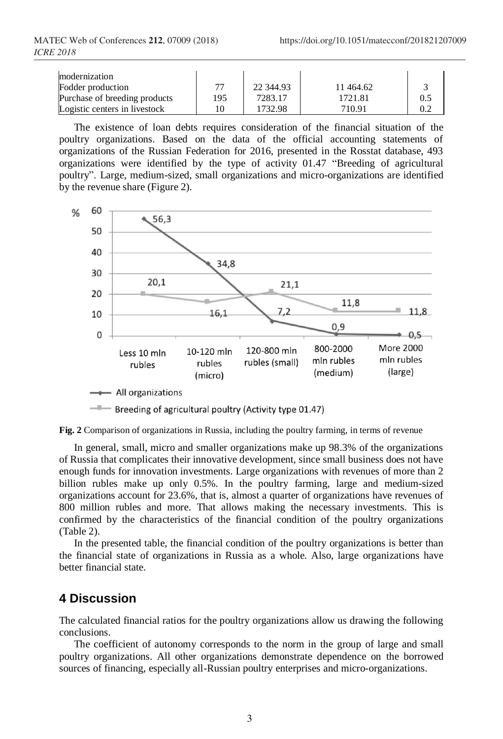| modernization | | | | |
|---|---|---|---|---|
| Fodder production | 77 | 22 344.93 | 11 464.62 | 3 |
| Purchase of breeding products | 195 | 7283.17 | 1721.81 | 0.5 |
| Logistic centers in livestock | 10 | 1732.98 | 710.91 | 0.2 |

The existence of loan debts requires consideration of the financial situation of the poultry organizations. Based on the data of the official accounting statements of organizations of the Russian Federation for 2016, presented in the Rosstat database, 493 organizations were identified by the type of activity 01.47 "Breeding of agricultural poultry". Large, medium-sized, small organizations and micro-organizations are identified by the revenue share (Figure 2).

**Fig. 2** Comparison of organizations in Russia, including the poultry farming, in terms of revenue

In general, small, micro and smaller organizations make up 98.3% of the organizations of Russia that complicates their innovative development, since small business does not have enough funds for innovation investments. Large organizations with revenues of more than 2 billion rubles make up only 0.5%. In the poultry farming, large and medium-sized organizations account for 23.6%, that is, almost a quarter of organizations have revenues of 800 million rubles and more. That allows making the necessary investments. This is confirmed by the characteristics of the financial condition of the poultry organizations (Table 2).

In the presented table, the financial condition of the poultry organizations is better than the financial state of organizations in Russia as a whole. Also, large organizations have better financial state.

## 4 Discussion

The calculated financial ratios for the poultry organizations allow us drawing the following conclusions.

The coefficient of autonomy corresponds to the norm in the group of large and small poultry organizations. All other organizations demonstrate dependence on the borrowed sources of financing, especially all-Russian poultry enterprises and micro-organizations.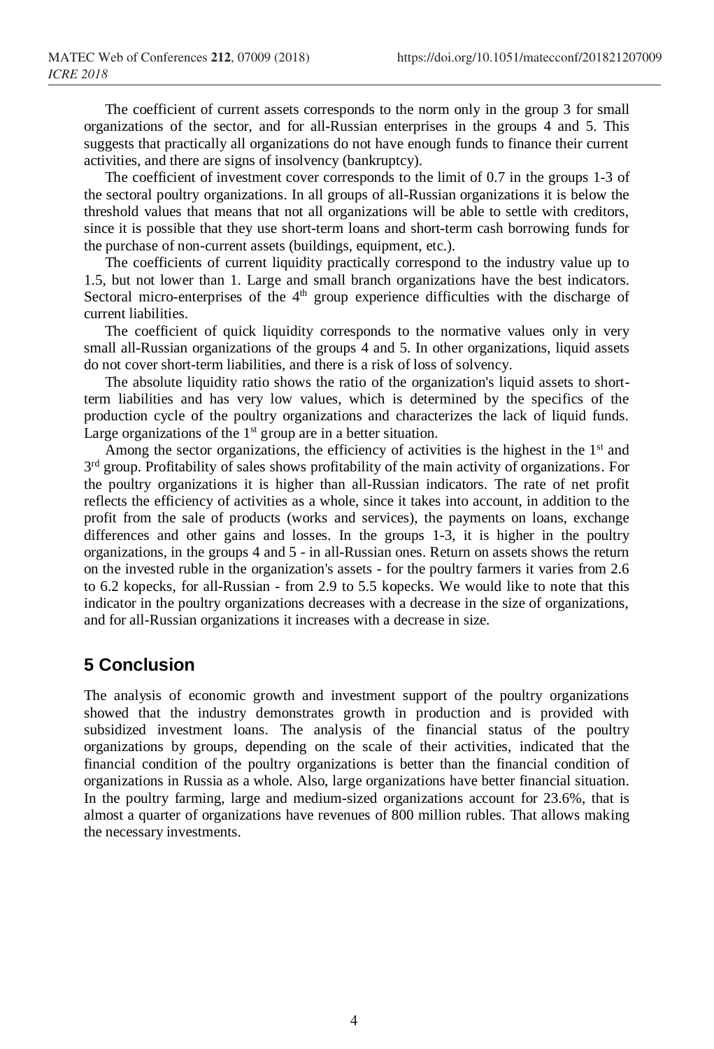The coefficient of current assets corresponds to the norm only in the group 3 for small organizations of the sector, and for all-Russian enterprises in the groups 4 and 5. This suggests that practically all organizations do not have enough funds to finance their current activities, and there are signs of insolvency (bankruptcy).

The coefficient of investment cover corresponds to the limit of 0.7 in the groups 1-3 of the sectoral poultry organizations. In all groups of all-Russian organizations it is below the threshold values that means that not all organizations will be able to settle with creditors, since it is possible that they use short-term loans and short-term cash borrowing funds for the purchase of non-current assets (buildings, equipment, etc.).

The coefficients of current liquidity practically correspond to the industry value up to 1.5, but not lower than 1. Large and small branch organizations have the best indicators. Sectoral micro-enterprises of the 4th group experience difficulties with the discharge of current liabilities.

The coefficient of quick liquidity corresponds to the normative values only in very small all-Russian organizations of the groups 4 and 5. In other organizations, liquid assets do not cover short-term liabilities, and there is a risk of loss of solvency.

The absolute liquidity ratio shows the ratio of the organization's liquid assets to short-term liabilities and has very low values, which is determined by the specifics of the production cycle of the poultry organizations and characterizes the lack of liquid funds. Large organizations of the 1st group are in a better situation.

Among the sector organizations, the efficiency of activities is the highest in the 1st and 3rd group. Profitability of sales shows profitability of the main activity of organizations. For the poultry organizations it is higher than all-Russian indicators. The rate of net profit reflects the efficiency of activities as a whole, since it takes into account, in addition to the profit from the sale of products (works and services), the payments on loans, exchange differences and other gains and losses. In the groups 1-3, it is higher in the poultry organizations, in the groups 4 and 5 - in all-Russian ones. Return on assets shows the return on the invested ruble in the organization's assets - for the poultry farmers it varies from 2.6 to 6.2 kopecks, for all-Russian - from 2.9 to 5.5 kopecks. We would like to note that this indicator in the poultry organizations decreases with a decrease in the size of organizations, and for all-Russian organizations it increases with a decrease in size.

## 5 Conclusion

The analysis of economic growth and investment support of the poultry organizations showed that the industry demonstrates growth in production and is provided with subsidized investment loans. The analysis of the financial status of the poultry organizations by groups, depending on the scale of their activities, indicated that the financial condition of the poultry organizations is better than the financial condition of organizations in Russia as a whole. Also, large organizations have better financial situation. In the poultry farming, large and medium-sized organizations account for 23.6%, that is almost a quarter of organizations have revenues of 800 million rubles. That allows making the necessary investments.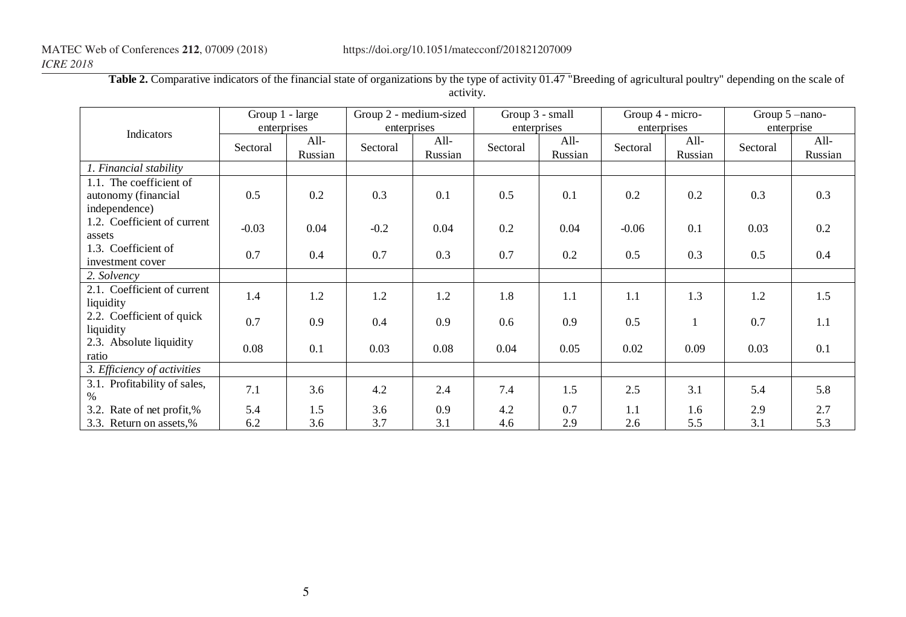**Table 2.** Comparative indicators of the financial state of organizations by the type of activity 01.47 "Breeding of agricultural poultry" depending on the scale of activity.

| Indicators | Group 1 - large enterprises | | Group 2 - medium-sized enterprises | | Group 3 - small enterprises | | Group 4 - micro-enterprises | | Group 5 –nano-enterprise | |
|---|---|---|---|---|---|---|---|---|---|---|
| | Sectoral | All-Russian | Sectoral | All-Russian | Sectoral | All-Russian | Sectoral | All-Russian | Sectoral | All-Russian |
| *1. Financial stability* | | | | | | | | | | |
| 1.1. The coefficient of autonomy (financial independence) | 0.5 | 0.2 | 0.3 | 0.1 | 0.5 | 0.1 | 0.2 | 0.2 | 0.3 | 0.3 |
| 1.2. Coefficient of current assets | -0.03 | 0.04 | -0.2 | 0.04 | 0.2 | 0.04 | -0.06 | 0.1 | 0.03 | 0.2 |
| 1.3. Coefficient of investment cover | 0.7 | 0.4 | 0.7 | 0.3 | 0.7 | 0.2 | 0.5 | 0.3 | 0.5 | 0.4 |
| *2. Solvency* | | | | | | | | | | |
| 2.1. Coefficient of current liquidity | 1.4 | 1.2 | 1.2 | 1.2 | 1.8 | 1.1 | 1.1 | 1.3 | 1.2 | 1.5 |
| 2.2. Coefficient of quick liquidity | 0.7 | 0.9 | 0.4 | 0.9 | 0.6 | 0.9 | 0.5 | 1 | 0.7 | 1.1 |
| 2.3. Absolute liquidity ratio | 0.08 | 0.1 | 0.03 | 0.08 | 0.04 | 0.05 | 0.02 | 0.09 | 0.03 | 0.1 |
| *3. Efficiency of activities* | | | | | | | | | | |
| 3.1. Profitability of sales, % | 7.1 | 3.6 | 4.2 | 2.4 | 7.4 | 1.5 | 2.5 | 3.1 | 5.4 | 5.8 |
| 3.2. Rate of net profit,% | 5.4 | 1.5 | 3.6 | 0.9 | 4.2 | 0.7 | 1.1 | 1.6 | 2.9 | 2.7 |
| 3.3. Return on assets,% | 6.2 | 3.6 | 3.7 | 3.1 | 4.6 | 2.9 | 2.6 | 5.5 | 3.1 | 5.3 |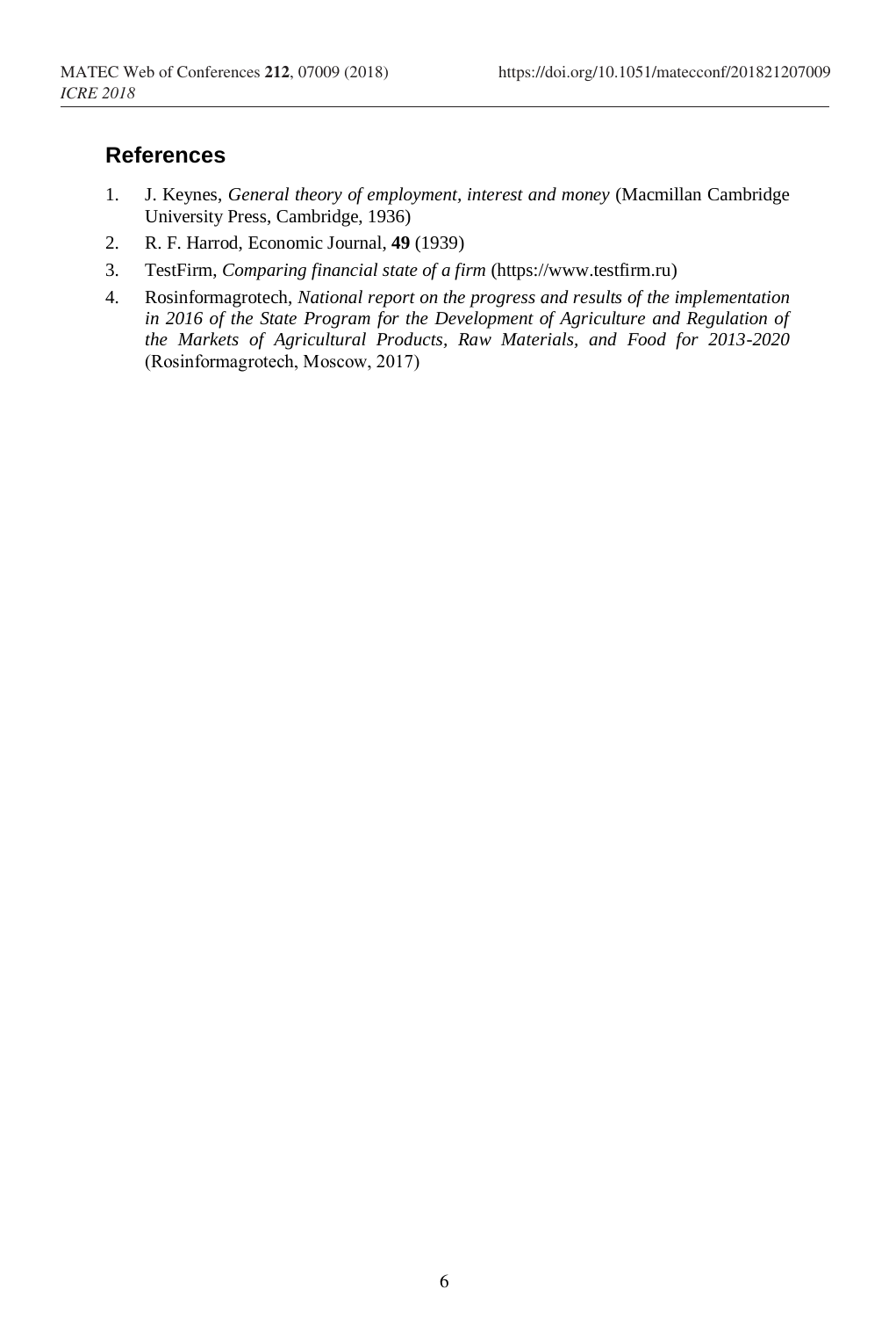## References

1. J. Keynes, *General theory of employment, interest and money* (Macmillan Cambridge University Press, Cambridge, 1936)
2. R. F. Harrod, Economic Journal, **49** (1939)
3. TestFirm, *Comparing financial state of a firm* (https://www.testfirm.ru)
4. Rosinformagrotech, *National report on the progress and results of the implementation in 2016 of the State Program for the Development of Agriculture and Regulation of the Markets of Agricultural Products, Raw Materials, and Food for 2013-2020* (Rosinformagrotech, Moscow, 2017)